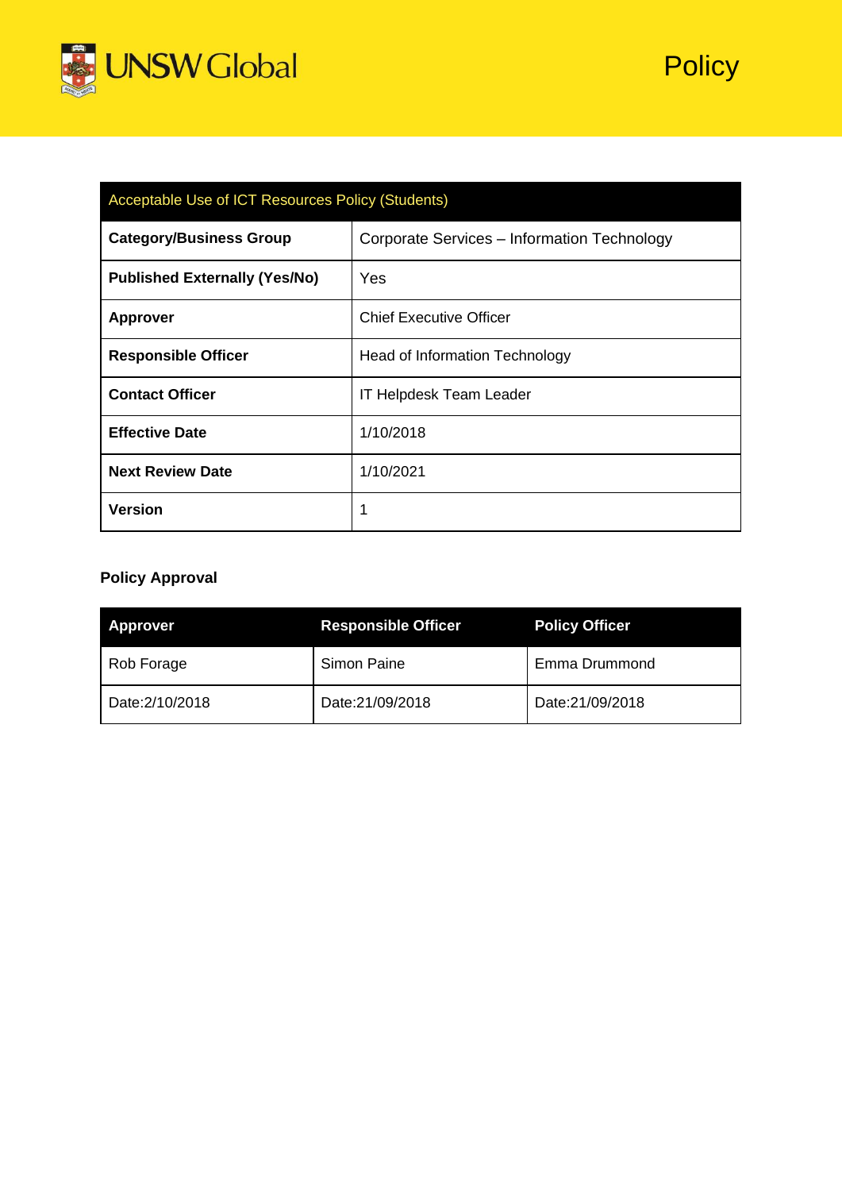UNSW Global

# Policy

| Acceptable Use of ICT Resources Policy (Students) | |
|---|---|
| **Category/Business Group** | Corporate Services – Information Technology |
| **Published Externally (Yes/No)** | Yes |
| **Approver** | Chief Executive Officer |
| **Responsible Officer** | Head of Information Technology |
| **Contact Officer** | IT Helpdesk Team Leader |
| **Effective Date** | 1/10/2018 |
| **Next Review Date** | 1/10/2021 |
| **Version** | 1 |

**Policy Approval**

| Approver | Responsible Officer | Policy Officer |
|---|---|---|
| Rob Forage | Simon Paine | Emma Drummond |
| Date:2/10/2018 | Date:21/09/2018 | Date:21/09/2018 |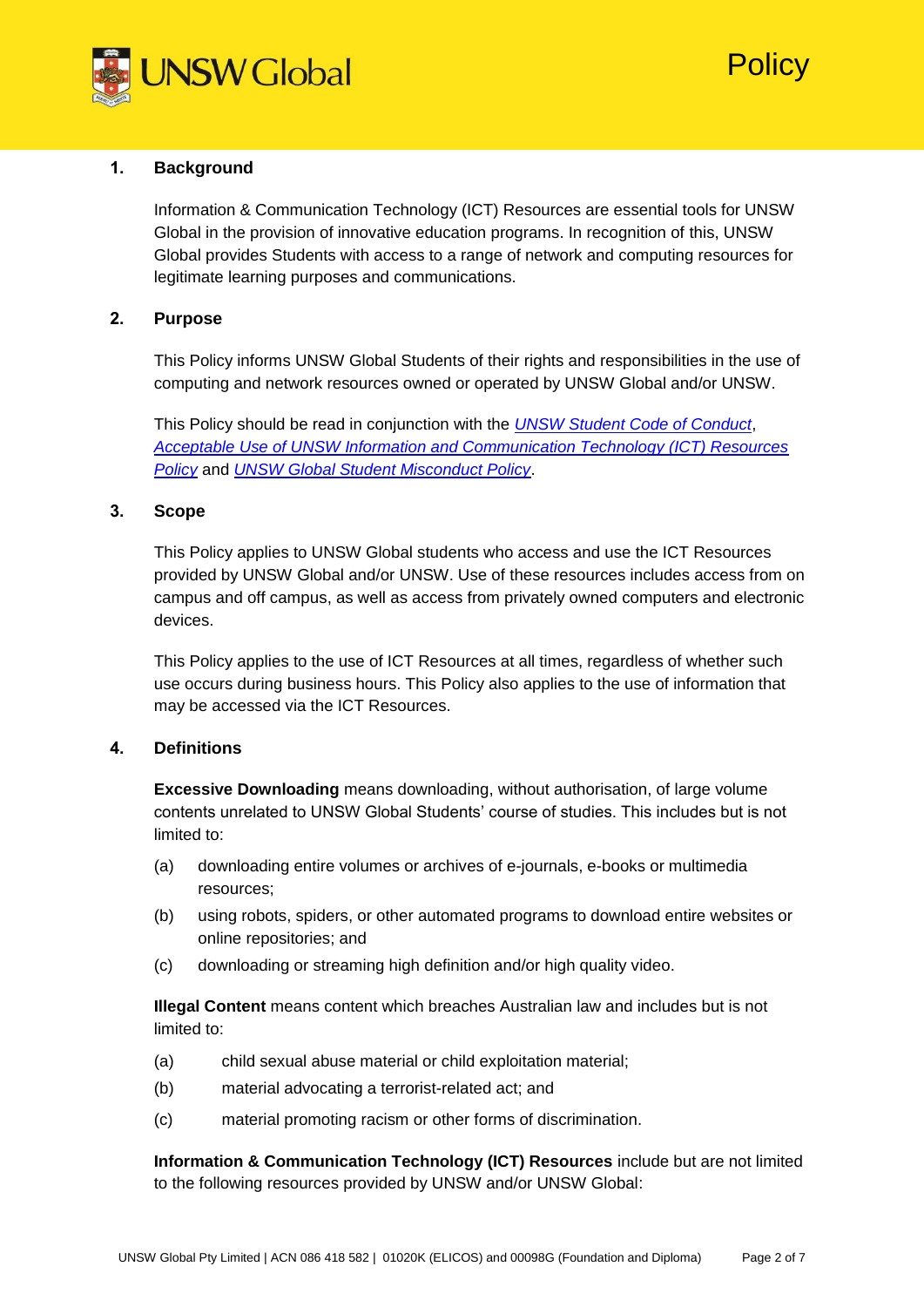## 1. Background

Information & Communication Technology (ICT) Resources are essential tools for UNSW Global in the provision of innovative education programs. In recognition of this, UNSW Global provides Students with access to a range of network and computing resources for legitimate learning purposes and communications.

## 2. Purpose

This Policy informs UNSW Global Students of their rights and responsibilities in the use of computing and network resources owned or operated by UNSW Global and/or UNSW.

This Policy should be read in conjunction with the *UNSW Student Code of Conduct*, *Acceptable Use of UNSW Information and Communication Technology (ICT) Resources Policy* and *UNSW Global Student Misconduct Policy*.

## 3. Scope

This Policy applies to UNSW Global students who access and use the ICT Resources provided by UNSW Global and/or UNSW. Use of these resources includes access from on campus and off campus, as well as access from privately owned computers and electronic devices.

This Policy applies to the use of ICT Resources at all times, regardless of whether such use occurs during business hours. This Policy also applies to the use of information that may be accessed via the ICT Resources.

## 4. Definitions

**Excessive Downloading** means downloading, without authorisation, of large volume contents unrelated to UNSW Global Students' course of studies. This includes but is not limited to:

(a) downloading entire volumes or archives of e-journals, e-books or multimedia resources;

(b) using robots, spiders, or other automated programs to download entire websites or online repositories; and

(c) downloading or streaming high definition and/or high quality video.

**Illegal Content** means content which breaches Australian law and includes but is not limited to:

(a) child sexual abuse material or child exploitation material;

(b) material advocating a terrorist-related act; and

(c) material promoting racism or other forms of discrimination.

**Information & Communication Technology (ICT) Resources** include but are not limited to the following resources provided by UNSW and/or UNSW Global: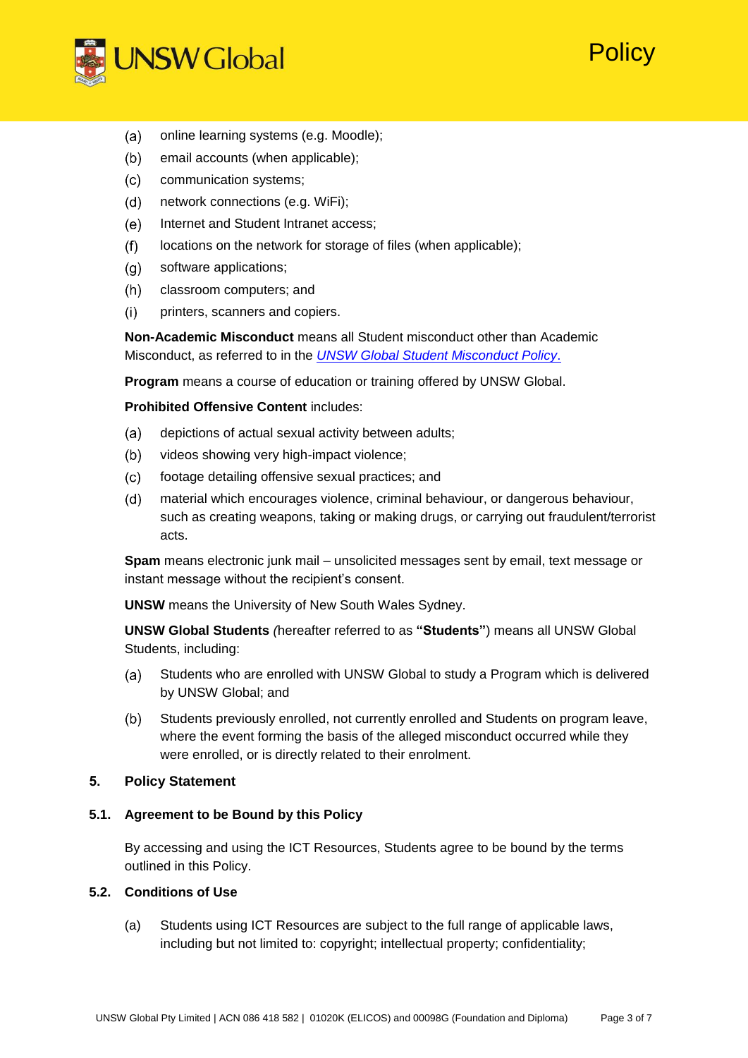(a) online learning systems (e.g. Moodle);
(b) email accounts (when applicable);
(c) communication systems;
(d) network connections (e.g. WiFi);
(e) Internet and Student Intranet access;
(f) locations on the network for storage of files (when applicable);
(g) software applications;
(h) classroom computers; and
(i) printers, scanners and copiers.

**Non-Academic Misconduct** means all Student misconduct other than Academic Misconduct, as referred to in the *UNSW Global Student Misconduct Policy*.

**Program** means a course of education or training offered by UNSW Global.

**Prohibited Offensive Content** includes:

(a) depictions of actual sexual activity between adults;
(b) videos showing very high-impact violence;
(c) footage detailing offensive sexual practices; and
(d) material which encourages violence, criminal behaviour, or dangerous behaviour, such as creating weapons, taking or making drugs, or carrying out fraudulent/terrorist acts.

**Spam** means electronic junk mail – unsolicited messages sent by email, text message or instant message without the recipient's consent.

**UNSW** means the University of New South Wales Sydney.

**UNSW Global Students** (hereafter referred to as **"Students"**) means all UNSW Global Students, including:

(a) Students who are enrolled with UNSW Global to study a Program which is delivered by UNSW Global; and
(b) Students previously enrolled, not currently enrolled and Students on program leave, where the event forming the basis of the alleged misconduct occurred while they were enrolled, or is directly related to their enrolment.

## 5. Policy Statement

### 5.1. Agreement to be Bound by this Policy

By accessing and using the ICT Resources, Students agree to be bound by the terms outlined in this Policy.

### 5.2. Conditions of Use

(a) Students using ICT Resources are subject to the full range of applicable laws, including but not limited to: copyright; intellectual property; confidentiality;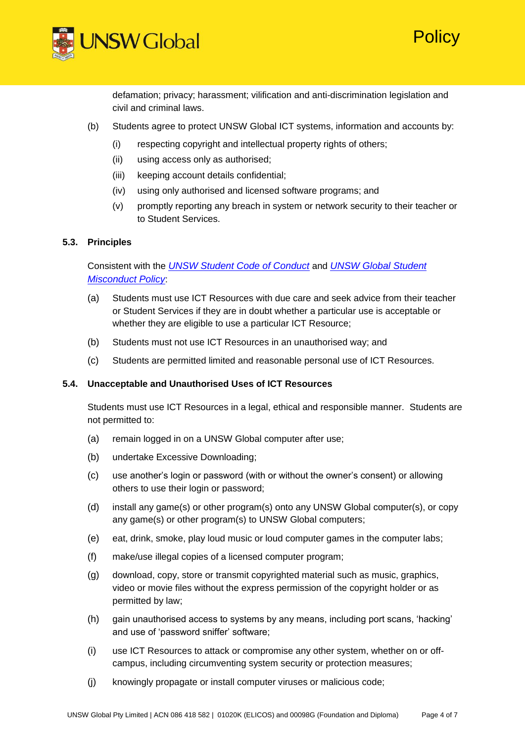defamation; privacy; harassment; vilification and anti-discrimination legislation and civil and criminal laws.

(b) Students agree to protect UNSW Global ICT systems, information and accounts by:

  (i) respecting copyright and intellectual property rights of others;

  (ii) using access only as authorised;

  (iii) keeping account details confidential;

  (iv) using only authorised and licensed software programs; and

  (v) promptly reporting any breach in system or network security to their teacher or to Student Services.

### 5.3. Principles

Consistent with the *UNSW Student Code of Conduct* and *UNSW Global Student Misconduct Policy*:

(a) Students must use ICT Resources with due care and seek advice from their teacher or Student Services if they are in doubt whether a particular use is acceptable or whether they are eligible to use a particular ICT Resource;

(b) Students must not use ICT Resources in an unauthorised way; and

(c) Students are permitted limited and reasonable personal use of ICT Resources.

### 5.4. Unacceptable and Unauthorised Uses of ICT Resources

Students must use ICT Resources in a legal, ethical and responsible manner. Students are not permitted to:

(a) remain logged in on a UNSW Global computer after use;

(b) undertake Excessive Downloading;

(c) use another's login or password (with or without the owner's consent) or allowing others to use their login or password;

(d) install any game(s) or other program(s) onto any UNSW Global computer(s), or copy any game(s) or other program(s) to UNSW Global computers;

(e) eat, drink, smoke, play loud music or loud computer games in the computer labs;

(f) make/use illegal copies of a licensed computer program;

(g) download, copy, store or transmit copyrighted material such as music, graphics, video or movie files without the express permission of the copyright holder or as permitted by law;

(h) gain unauthorised access to systems by any means, including port scans, 'hacking' and use of 'password sniffer' software;

(i) use ICT Resources to attack or compromise any other system, whether on or off-campus, including circumventing system security or protection measures;

(j) knowingly propagate or install computer viruses or malicious code;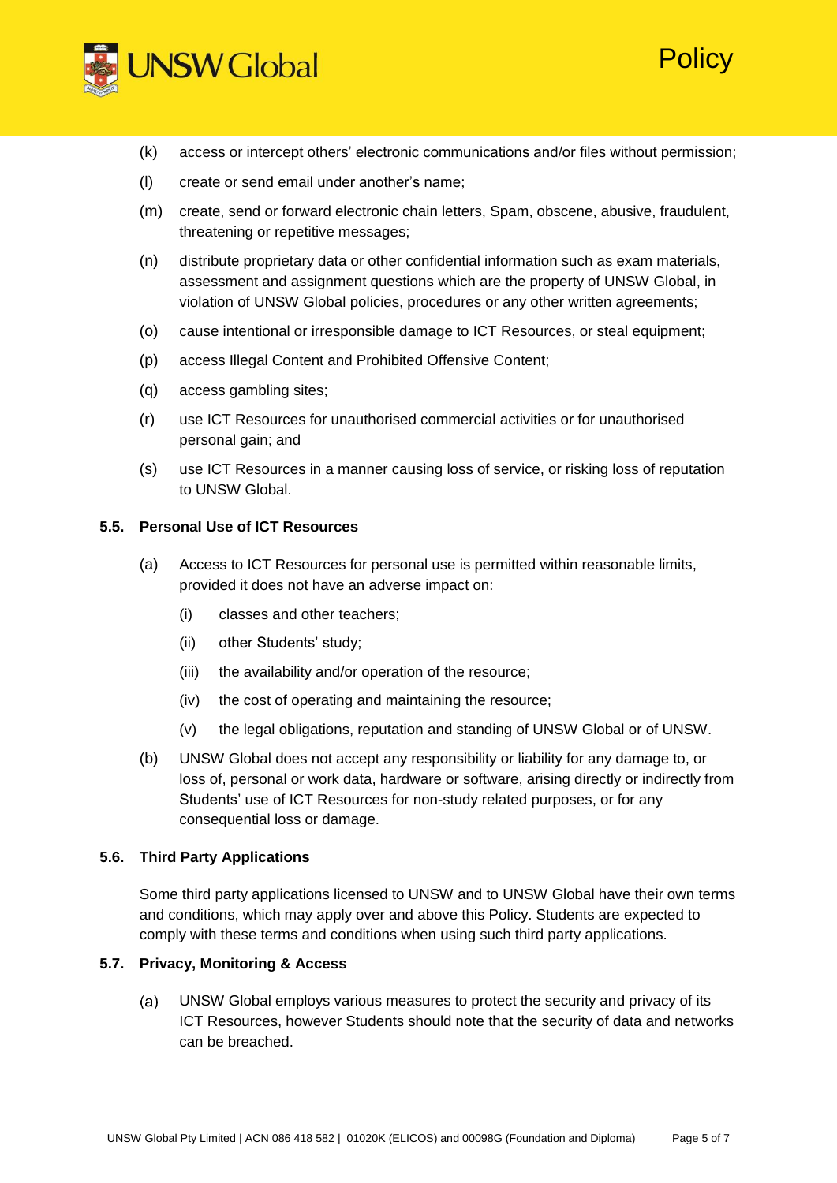(k) access or intercept others' electronic communications and/or files without permission;

(l) create or send email under another's name;

(m) create, send or forward electronic chain letters, Spam, obscene, abusive, fraudulent, threatening or repetitive messages;

(n) distribute proprietary data or other confidential information such as exam materials, assessment and assignment questions which are the property of UNSW Global, in violation of UNSW Global policies, procedures or any other written agreements;

(o) cause intentional or irresponsible damage to ICT Resources, or steal equipment;

(p) access Illegal Content and Prohibited Offensive Content;

(q) access gambling sites;

(r) use ICT Resources for unauthorised commercial activities or for unauthorised personal gain; and

(s) use ICT Resources in a manner causing loss of service, or risking loss of reputation to UNSW Global.

### 5.5. Personal Use of ICT Resources

(a) Access to ICT Resources for personal use is permitted within reasonable limits, provided it does not have an adverse impact on:

- (i) classes and other teachers;
- (ii) other Students' study;
- (iii) the availability and/or operation of the resource;
- (iv) the cost of operating and maintaining the resource;
- (v) the legal obligations, reputation and standing of UNSW Global or of UNSW.

(b) UNSW Global does not accept any responsibility or liability for any damage to, or loss of, personal or work data, hardware or software, arising directly or indirectly from Students' use of ICT Resources for non-study related purposes, or for any consequential loss or damage.

### 5.6. Third Party Applications

Some third party applications licensed to UNSW and to UNSW Global have their own terms and conditions, which may apply over and above this Policy. Students are expected to comply with these terms and conditions when using such third party applications.

### 5.7. Privacy, Monitoring & Access

(a) UNSW Global employs various measures to protect the security and privacy of its ICT Resources, however Students should note that the security of data and networks can be breached.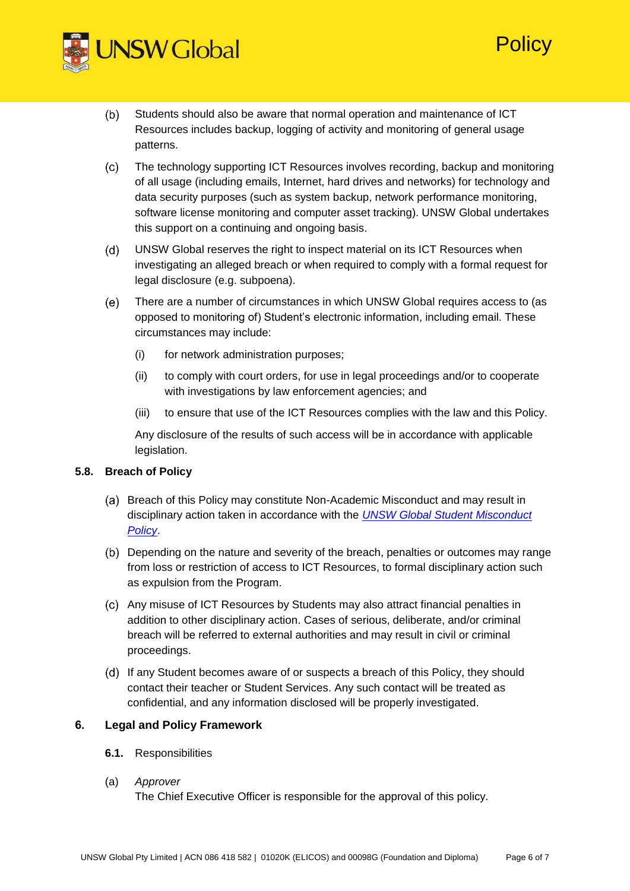(b) Students should also be aware that normal operation and maintenance of ICT Resources includes backup, logging of activity and monitoring of general usage patterns.

(c) The technology supporting ICT Resources involves recording, backup and monitoring of all usage (including emails, Internet, hard drives and networks) for technology and data security purposes (such as system backup, network performance monitoring, software license monitoring and computer asset tracking). UNSW Global undertakes this support on a continuing and ongoing basis.

(d) UNSW Global reserves the right to inspect material on its ICT Resources when investigating an alleged breach or when required to comply with a formal request for legal disclosure (e.g. subpoena).

(e) There are a number of circumstances in which UNSW Global requires access to (as opposed to monitoring of) Student's electronic information, including email. These circumstances may include:

   (i) for network administration purposes;

   (ii) to comply with court orders, for use in legal proceedings and/or to cooperate with investigations by law enforcement agencies; and

   (iii) to ensure that use of the ICT Resources complies with the law and this Policy.

   Any disclosure of the results of such access will be in accordance with applicable legislation.

### 5.8. Breach of Policy

(a) Breach of this Policy may constitute Non-Academic Misconduct and may result in disciplinary action taken in accordance with the *UNSW Global Student Misconduct Policy*.

(b) Depending on the nature and severity of the breach, penalties or outcomes may range from loss or restriction of access to ICT Resources, to formal disciplinary action such as expulsion from the Program.

(c) Any misuse of ICT Resources by Students may also attract financial penalties in addition to other disciplinary action. Cases of serious, deliberate, and/or criminal breach will be referred to external authorities and may result in civil or criminal proceedings.

(d) If any Student becomes aware of or suspects a breach of this Policy, they should contact their teacher or Student Services. Any such contact will be treated as confidential, and any information disclosed will be properly investigated.

## 6. Legal and Policy Framework

**6.1.** Responsibilities

(a) *Approver*
The Chief Executive Officer is responsible for the approval of this policy.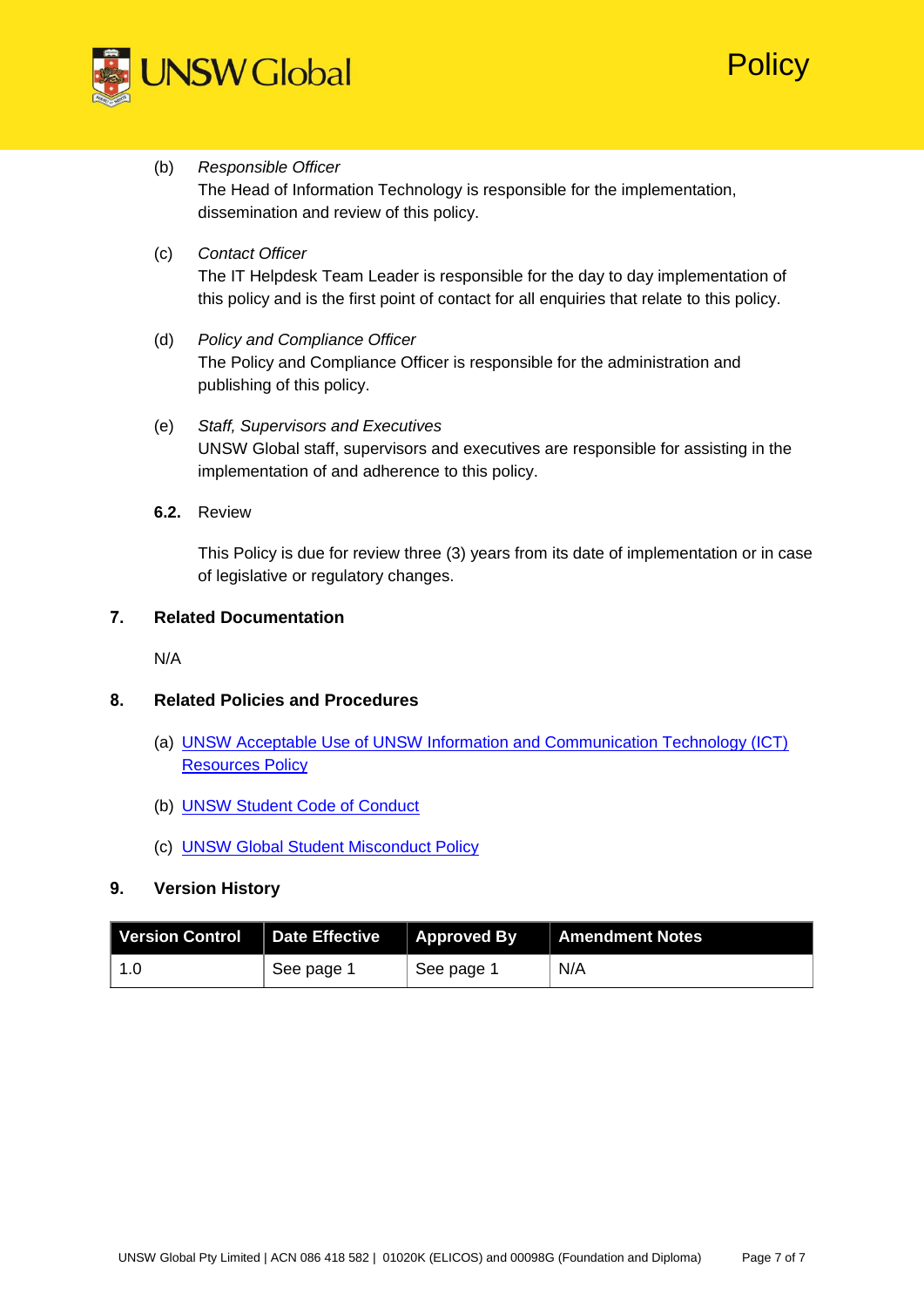(b) *Responsible Officer*
The Head of Information Technology is responsible for the implementation, dissemination and review of this policy.

(c) *Contact Officer*
The IT Helpdesk Team Leader is responsible for the day to day implementation of this policy and is the first point of contact for all enquiries that relate to this policy.

(d) *Policy and Compliance Officer*
The Policy and Compliance Officer is responsible for the administration and publishing of this policy.

(e) *Staff, Supervisors and Executives*
UNSW Global staff, supervisors and executives are responsible for assisting in the implementation of and adherence to this policy.

**6.2.** Review

This Policy is due for review three (3) years from its date of implementation or in case of legislative or regulatory changes.

## 7. Related Documentation

N/A

## 8. Related Policies and Procedures

(a) UNSW Acceptable Use of UNSW Information and Communication Technology (ICT) Resources Policy

(b) UNSW Student Code of Conduct

(c) UNSW Global Student Misconduct Policy

## 9. Version History

| Version Control | Date Effective | Approved By | Amendment Notes |
|---|---|---|---|
| 1.0 | See page 1 | See page 1 | N/A |